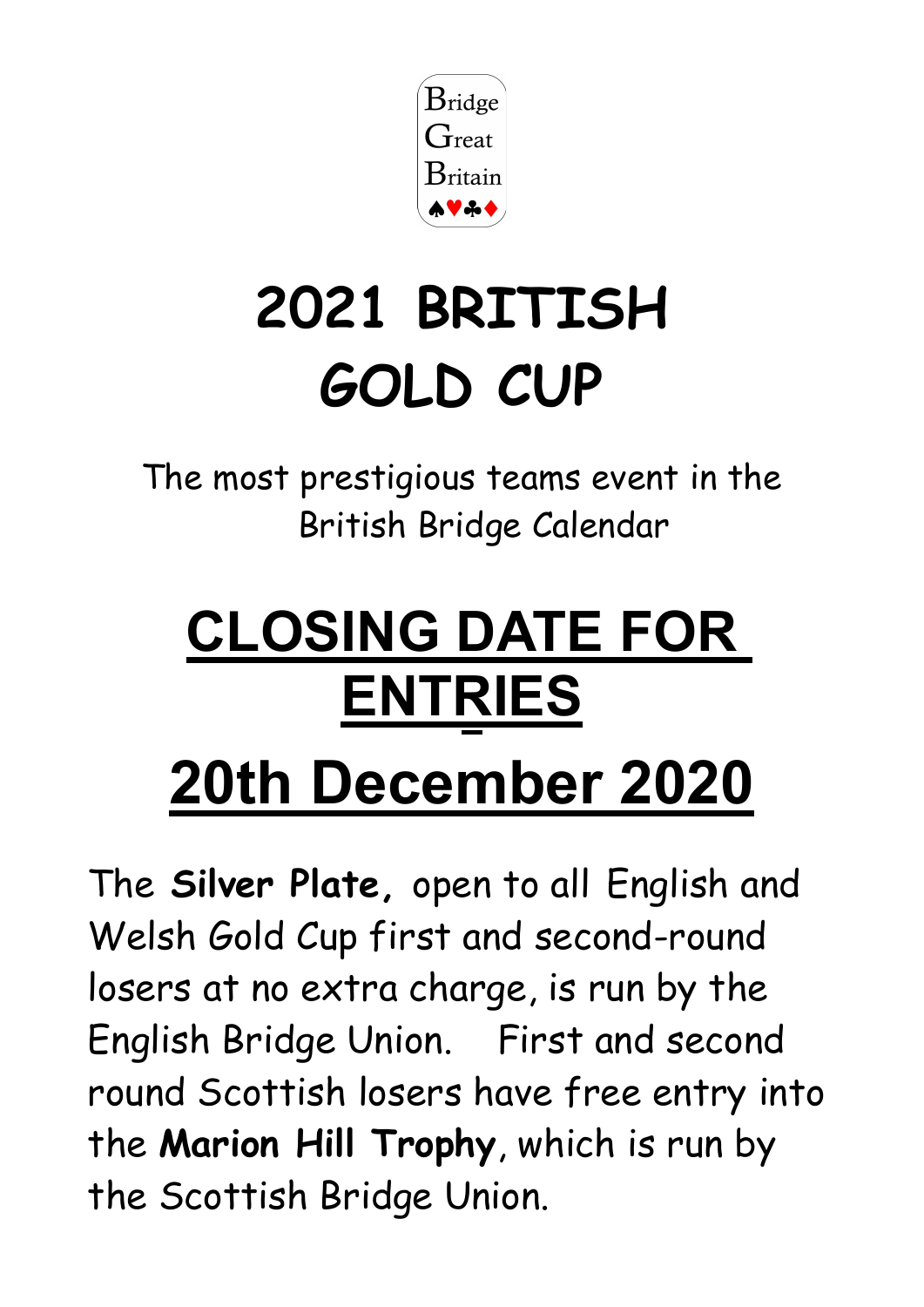Bridge
Great
Britain
♠♥♣♦

# 2021 BRITISH GOLD CUP

The most prestigious teams event in the British Bridge Calendar

# CLOSING DATE FOR ENTRIES

# 20th December 2020

The **Silver Plate,** open to all English and Welsh Gold Cup first and second-round losers at no extra charge, is run by the English Bridge Union. First and second round Scottish losers have free entry into the **Marion Hill Trophy**, which is run by the Scottish Bridge Union.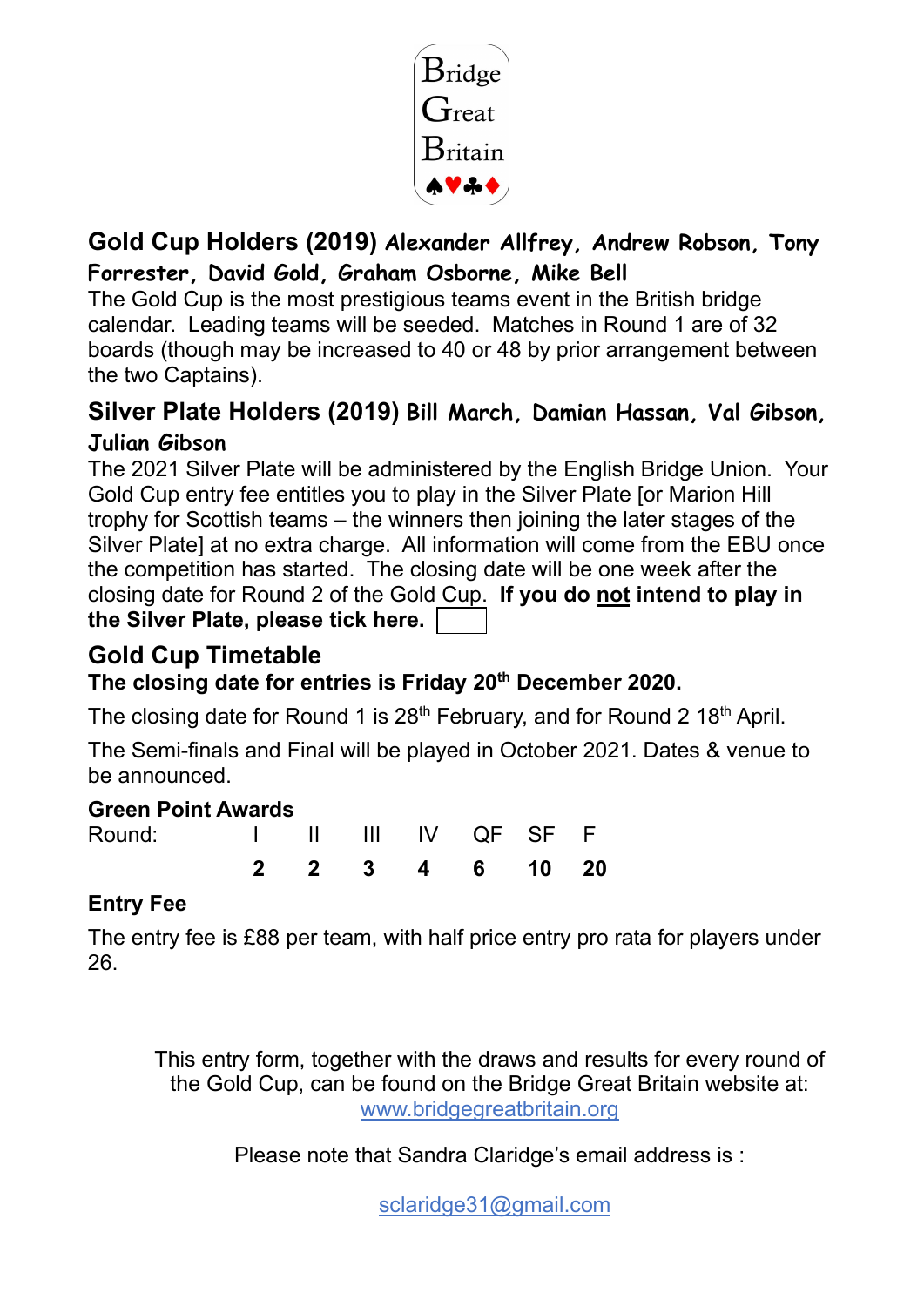Bridge
Great
Britain
♠♥♣♦

## Gold Cup Holders (2019) Alexander Allfrey, Andrew Robson, Tony Forrester, David Gold, Graham Osborne, Mike Bell

The Gold Cup is the most prestigious teams event in the British bridge calendar. Leading teams will be seeded. Matches in Round 1 are of 32 boards (though may be increased to 40 or 48 by prior arrangement between the two Captains).

## Silver Plate Holders (2019) Bill March, Damian Hassan, Val Gibson, Julian Gibson

The 2021 Silver Plate will be administered by the English Bridge Union. Your Gold Cup entry fee entitles you to play in the Silver Plate [or Marion Hill trophy for Scottish teams – the winners then joining the later stages of the Silver Plate] at no extra charge. All information will come from the EBU once the competition has started. The closing date will be one week after the closing date for Round 2 of the Gold Cup. **If you do not intend to play in the Silver Plate, please tick here.** ☐

## Gold Cup Timetable

**The closing date for entries is Friday 20th December 2020.**

The closing date for Round 1 is 28th February, and for Round 2 18th April.

The Semi-finals and Final will be played in October 2021. Dates & venue to be announced.

### Green Point Awards

| Round: | I | II | III | IV | QF | SF | F |
|---|---|---|---|---|---|---|---|
| | **2** | **2** | **3** | **4** | **6** | **10** | **20** |

### Entry Fee

The entry fee is £88 per team, with half price entry pro rata for players under 26.

This entry form, together with the draws and results for every round of the Gold Cup, can be found on the Bridge Great Britain website at: www.bridgegreatbritain.org

Please note that Sandra Claridge's email address is :

sclaridge31@gmail.com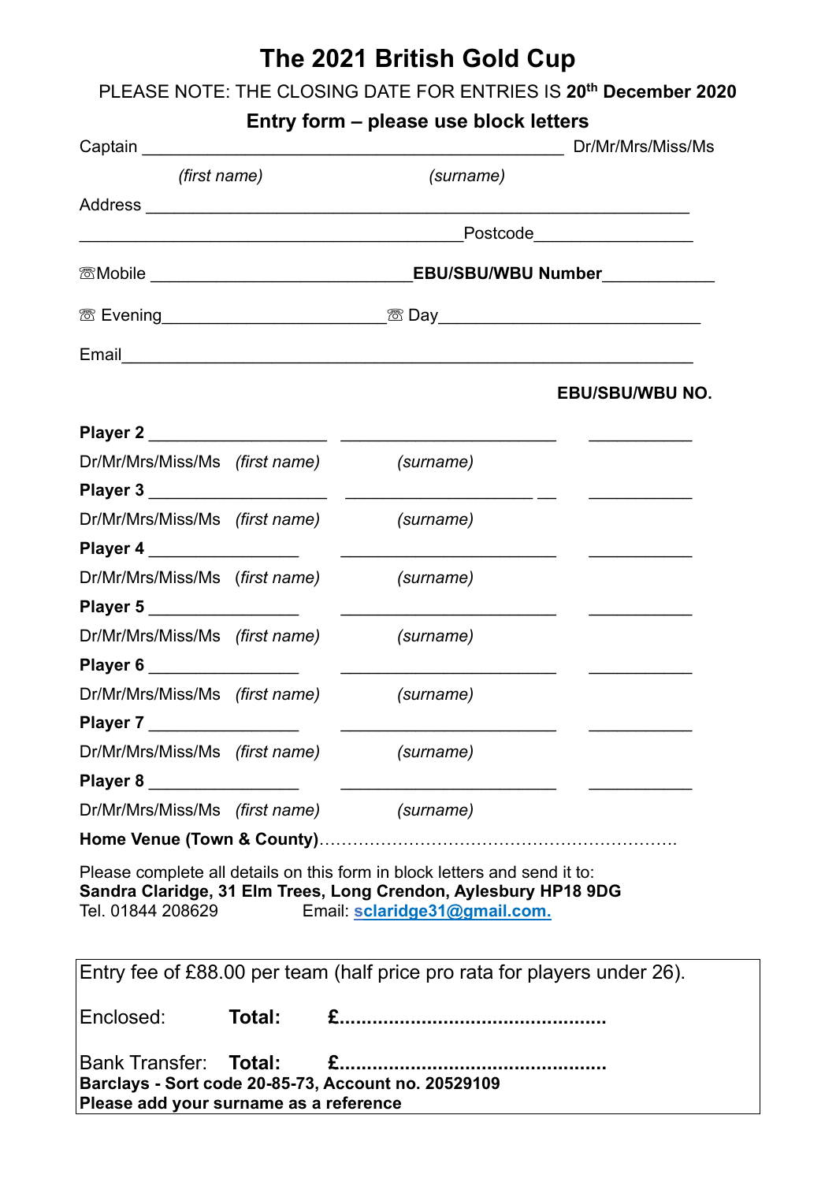# The 2021 British Gold Cup

PLEASE NOTE: THE CLOSING DATE FOR ENTRIES IS **20th December 2020**

## Entry form – please use block letters

Captain ______________________________________________ Dr/Mr/Mrs/Miss/Ms

*(first name)* *(surname)*

Address ___________________________________________________________

_________________________________________Postcode________________

☏Mobile ___________________________**EBU/SBU/WBU Number**___________

☏ Evening_______________________☏ Day___________________________

Email_______________________________________________________________

**EBU/SBU/WBU NO.**

**Player 2** __________________ ______________________ __________

Dr/Mr/Mrs/Miss/Ms *(first name)* *(surname)*

**Player 3** __________________ ______________________ __________

Dr/Mr/Mrs/Miss/Ms *(first name)* *(surname)*

**Player 4** ________________ ______________________ __________

Dr/Mr/Mrs/Miss/Ms *(first name)* *(surname)*

**Player 5** ________________ ______________________ __________

Dr/Mr/Mrs/Miss/Ms *(first name)* *(surname)*

**Player 6** ________________ ______________________ __________

Dr/Mr/Mrs/Miss/Ms *(first name)* *(surname)*

**Player 7** ________________ ______________________ __________

Dr/Mr/Mrs/Miss/Ms *(first name)* *(surname)*

**Player 8** ________________ ______________________ __________

Dr/Mr/Mrs/Miss/Ms *(first name)* *(surname)*

**Home Venue (Town & County)**……………………………………………………….

Please complete all details on this form in block letters and send it to:
**Sandra Claridge, 31 Elm Trees, Long Crendon, Aylesbury HP18 9DG**
Tel. 01844 208629 Email: sclaridge31@gmail.com.

Entry fee of £88.00 per team (half price pro rata for players under 26).

Enclosed: **Total:** **£..............................................**

Bank Transfer: **Total:** **£..............................................**
**Barclays - Sort code 20-85-73, Account no. 20529109**
**Please add your surname as a reference**